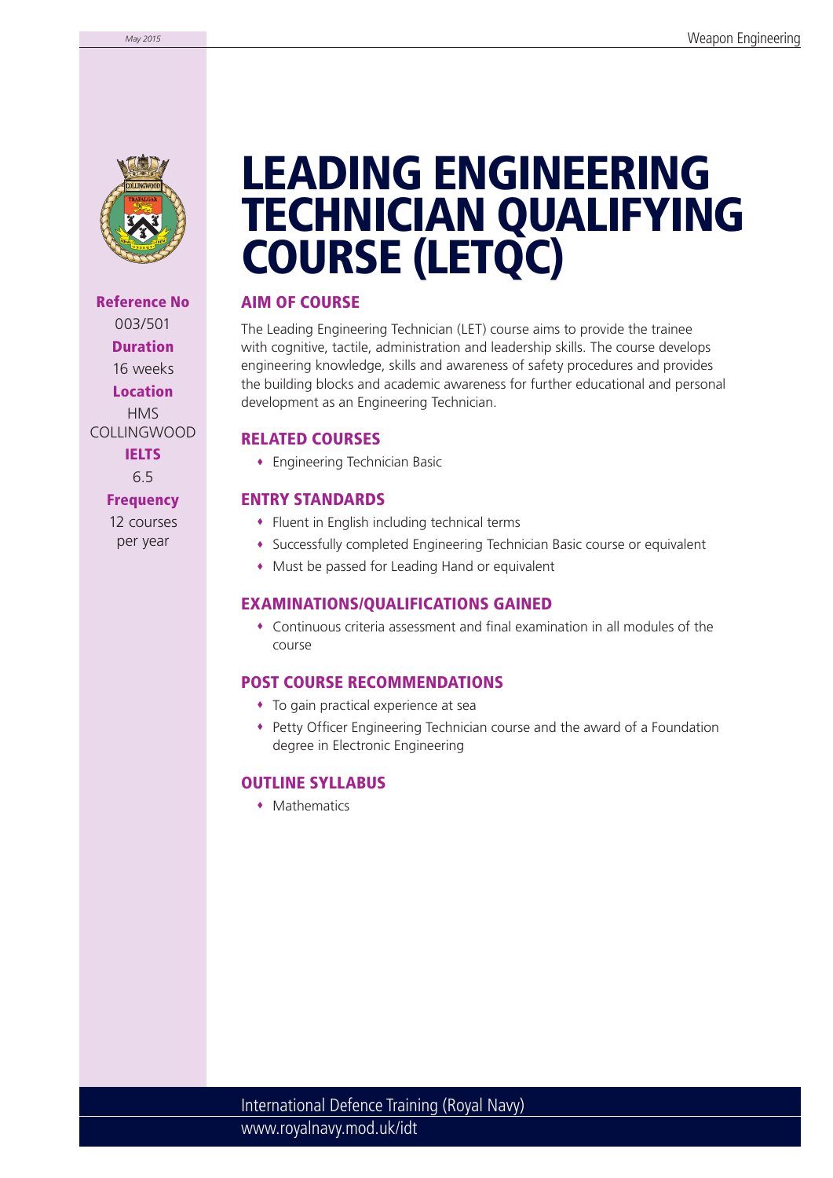# LEADING ENGINEERING TECHNICIAN QUALIFYING COURSE (LETQC)

**Reference No**
003/501

**Duration**
16 weeks

**Location**
HMS COLLINGWOOD

**IELTS**
6.5

**Frequency**
12 courses per year

## AIM OF COURSE

The Leading Engineering Technician (LET) course aims to provide the trainee with cognitive, tactile, administration and leadership skills. The course develops engineering knowledge, skills and awareness of safety procedures and provides the building blocks and academic awareness for further educational and personal development as an Engineering Technician.

## RELATED COURSES

- Engineering Technician Basic

## ENTRY STANDARDS

- Fluent in English including technical terms
- Successfully completed Engineering Technician Basic course or equivalent
- Must be passed for Leading Hand or equivalent

## EXAMINATIONS/QUALIFICATIONS GAINED

- Continuous criteria assessment and final examination in all modules of the course

## POST COURSE RECOMMENDATIONS

- To gain practical experience at sea
- Petty Officer Engineering Technician course and the award of a Foundation degree in Electronic Engineering

## OUTLINE SYLLABUS

- Mathematics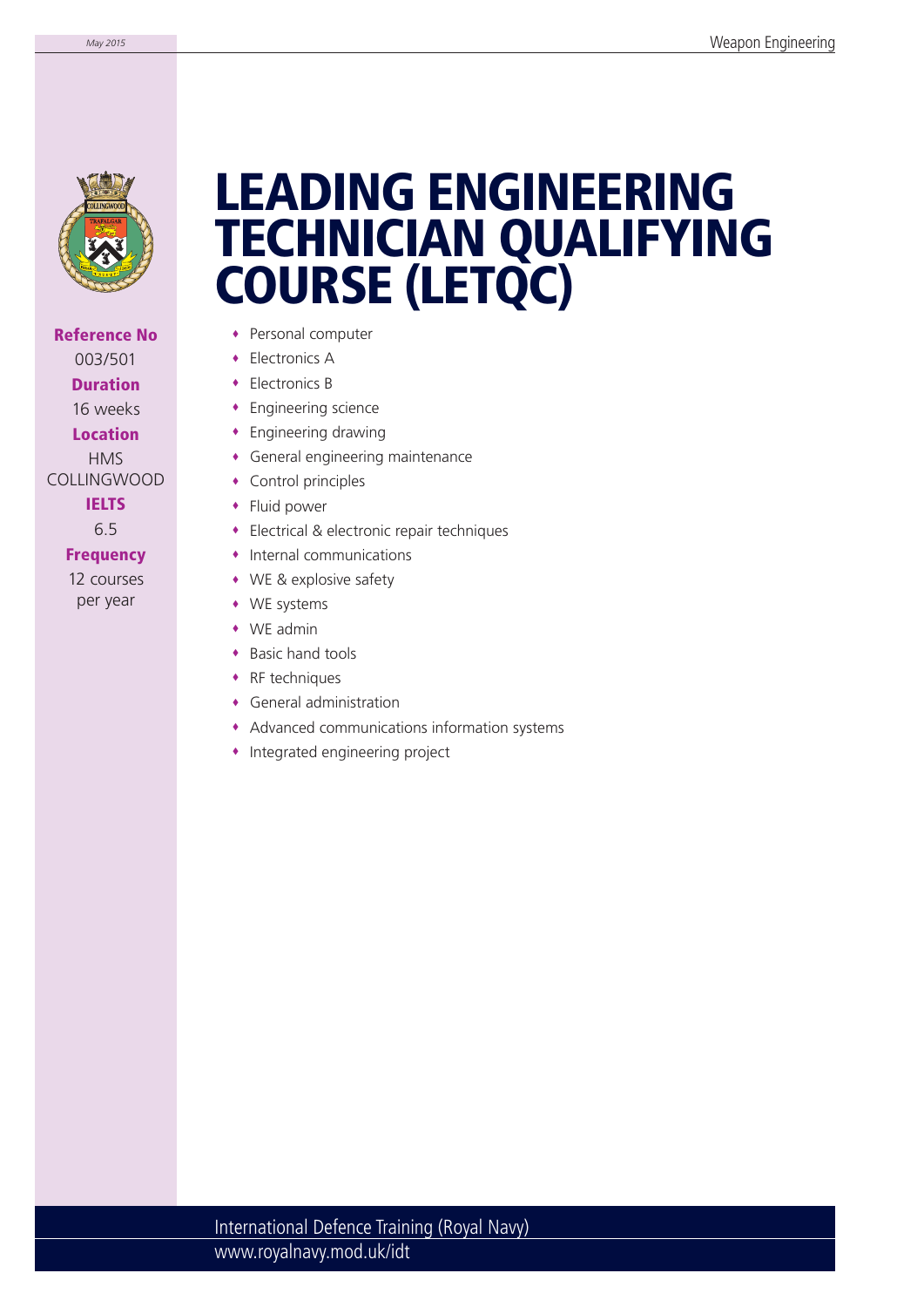# LEADING ENGINEERING TECHNICIAN QUALIFYING COURSE (LETQC)

**Reference No**
003/501

**Duration**
16 weeks

**Location**
HMS COLLINGWOOD

**IELTS**
6.5

**Frequency**
12 courses per year

- Personal computer
- Electronics A
- Electronics B
- Engineering science
- Engineering drawing
- General engineering maintenance
- Control principles
- Fluid power
- Electrical & electronic repair techniques
- Internal communications
- WE & explosive safety
- WE systems
- WE admin
- Basic hand tools
- RF techniques
- General administration
- Advanced communications information systems
- Integrated engineering project